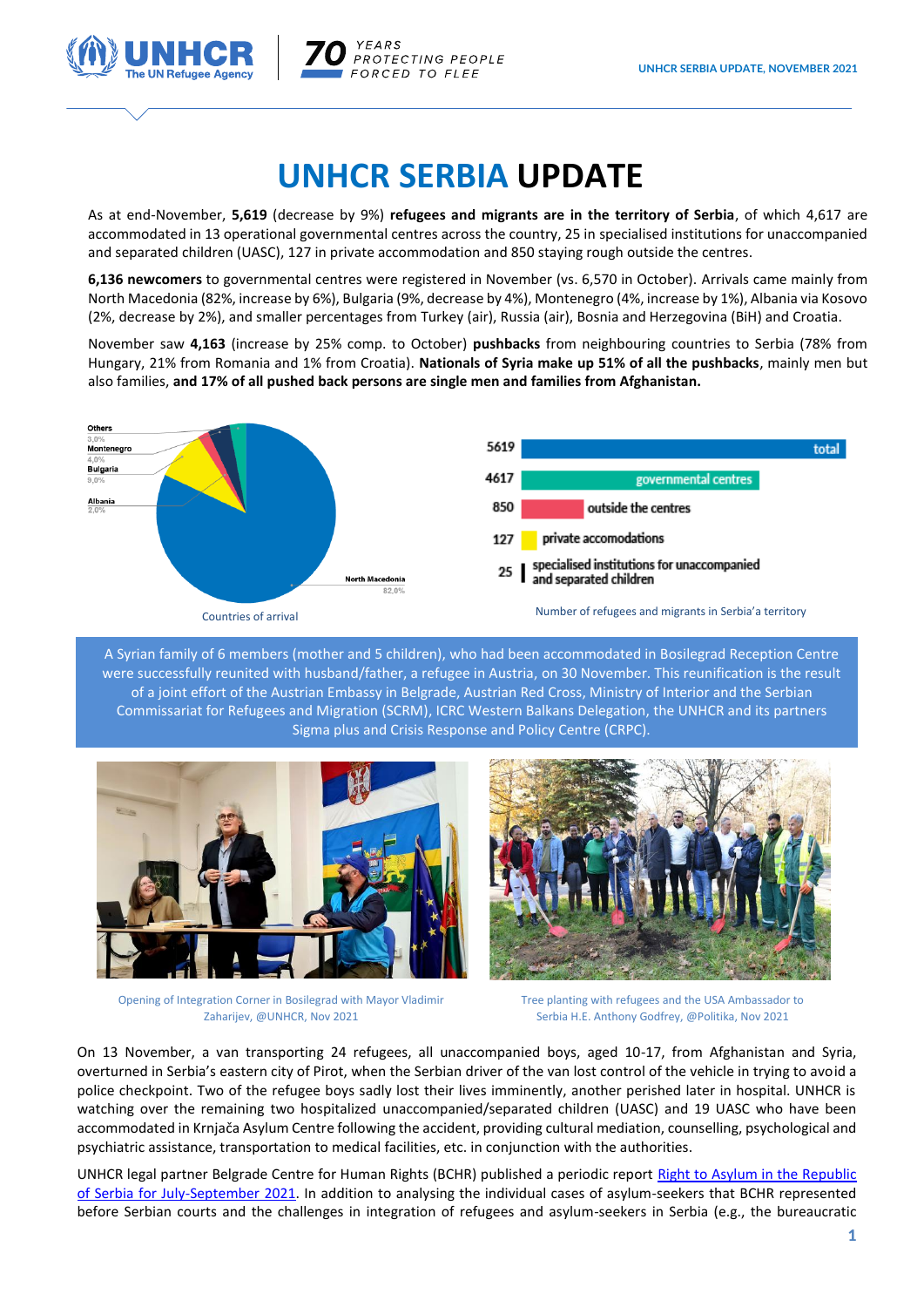# UNHCR SERBIA UPDATE

As at end-November, **5,619** (decrease by 9%) **refugees and migrants are in the territory of Serbia**, of which 4,617 are accommodated in 13 operational governmental centres across the country, 25 in specialised institutions for unaccompanied and separated children (UASC), 127 in private accommodation and 850 staying rough outside the centres.

**6,136 newcomers** to governmental centres were registered in November (vs. 6,570 in October). Arrivals came mainly from North Macedonia (82%, increase by 6%), Bulgaria (9%, decrease by 4%), Montenegro (4%, increase by 1%), Albania via Kosovo (2%, decrease by 2%), and smaller percentages from Turkey (air), Russia (air), Bosnia and Herzegovina (BiH) and Croatia.

November saw **4,163** (increase by 25% comp. to October) **pushbacks** from neighbouring countries to Serbia (78% from Hungary, 21% from Romania and 1% from Croatia). **Nationals of Syria make up 51% of all the pushbacks**, mainly men but also families, **and 17% of all pushed back persons are single men and families from Afghanistan.**

| Country | Share |
|---|---|
| North Macedonia | 82,0% |
| Bulgaria | 9,0% |
| Montenegro | 4,0% |
| Others | 3,0% |
| Albania | 2,0% |

Countries of arrival

| Category | Number |
|---|---|
| total | 5619 |
| governmental centres | 4617 |
| outside the centres | 850 |
| private accomodations | 127 |
| specialised institutions for unaccompanied and separated children | 25 |

Number of refugees and migrants in Serbia'a territory

A Syrian family of 6 members (mother and 5 children), who had been accommodated in Bosilegrad Reception Centre were successfully reunited with husband/father, a refugee in Austria, on 30 November. This reunification is the result of a joint effort of the Austrian Embassy in Belgrade, Austrian Red Cross, Ministry of Interior and the Serbian Commissariat for Refugees and Migration (SCRM), ICRC Western Balkans Delegation, the UNHCR and its partners Sigma plus and Crisis Response and Policy Centre (CRPC).

Opening of Integration Corner in Bosilegrad with Mayor Vladimir Zaharijev, @UNHCR, Nov 2021

Tree planting with refugees and the USA Ambassador to Serbia H.E. Anthony Godfrey, @Politika, Nov 2021

On 13 November, a van transporting 24 refugees, all unaccompanied boys, aged 10-17, from Afghanistan and Syria, overturned in Serbia's eastern city of Pirot, when the Serbian driver of the van lost control of the vehicle in trying to avoid a police checkpoint. Two of the refugee boys sadly lost their lives imminently, another perished later in hospital. UNHCR is watching over the remaining two hospitalized unaccompanied/separated children (UASC) and 19 UASC who have been accommodated in Krnjača Asylum Centre following the accident, providing cultural mediation, counselling, psychological and psychiatric assistance, transportation to medical facilities, etc. in conjunction with the authorities.

UNHCR legal partner Belgrade Centre for Human Rights (BCHR) published a periodic report [Right to Asylum in the Republic of Serbia for July-September 2021](). In addition to analysing the individual cases of asylum-seekers that BCHR represented before Serbian courts and the challenges in integration of refugees and asylum-seekers in Serbia (e.g., the bureaucratic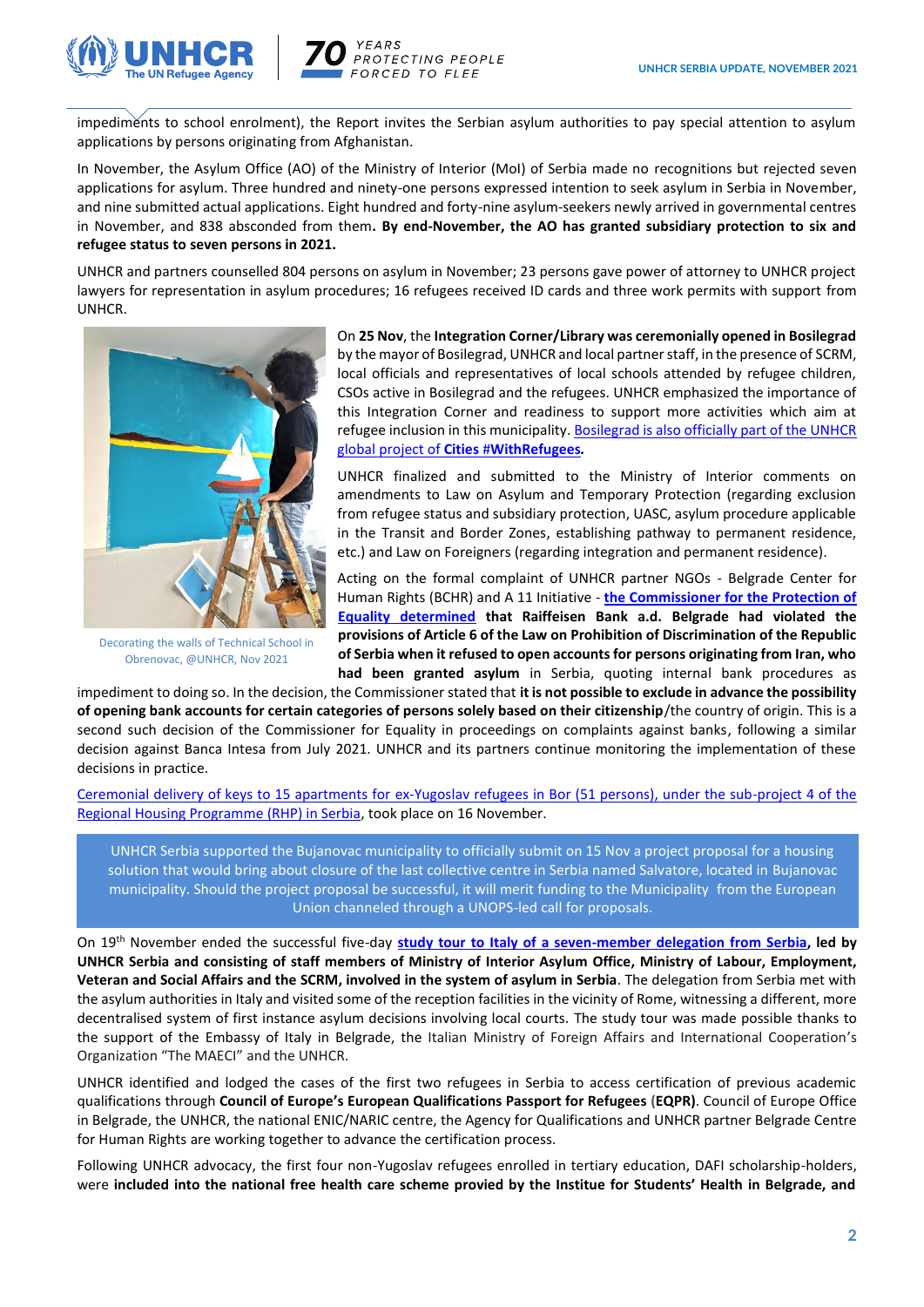impediments to school enrolment), the Report invites the Serbian asylum authorities to pay special attention to asylum applications by persons originating from Afghanistan.

In November, the Asylum Office (AO) of the Ministry of Interior (MoI) of Serbia made no recognitions but rejected seven applications for asylum. Three hundred and ninety-one persons expressed intention to seek asylum in Serbia in November, and nine submitted actual applications. Eight hundred and forty-nine asylum-seekers newly arrived in governmental centres in November, and 838 absconded from them**. By end-November, the AO has granted subsidiary protection to six and refugee status to seven persons in 2021.**

UNHCR and partners counselled 804 persons on asylum in November; 23 persons gave power of attorney to UNHCR project lawyers for representation in asylum procedures; 16 refugees received ID cards and three work permits with support from UNHCR.

Decorating the walls of Technical School in Obrenovac, @UNHCR, Nov 2021

On **25 Nov**, the **Integration Corner/Library was ceremonially opened in Bosilegrad** by the mayor of Bosilegrad, UNHCR and local partner staff, in the presence of SCRM, local officials and representatives of local schools attended by refugee children, CSOs active in Bosilegrad and the refugees. UNHCR emphasized the importance of this Integration Corner and readiness to support more activities which aim at refugee inclusion in this municipality. Bosilegrad is also officially part of the UNHCR global project of **Cities #WithRefugees***.*

UNHCR finalized and submitted to the Ministry of Interior comments on amendments to Law on Asylum and Temporary Protection (regarding exclusion from refugee status and subsidiary protection, UASC, asylum procedure applicable in the Transit and Border Zones, establishing pathway to permanent residence, etc.) and Law on Foreigners (regarding integration and permanent residence).

Acting on the formal complaint of UNHCR partner NGOs - Belgrade Center for Human Rights (BCHR) and A 11 Initiative - **the Commissioner for the Protection of Equality determined that Raiffeisen Bank a.d. Belgrade had violated the provisions of Article 6 of the Law on Prohibition of Discrimination of the Republic of Serbia when it refused to open accounts for persons originating from Iran, who had been granted asylum** in Serbia, quoting internal bank procedures as impediment to doing so. In the decision, the Commissioner stated that **it is not possible to exclude in advance the possibility of opening bank accounts for certain categories of persons solely based on their citizenship**/the country of origin. This is a second such decision of the Commissioner for Equality in proceedings on complaints against banks, following a similar decision against Banca Intesa from July 2021. UNHCR and its partners continue monitoring the implementation of these decisions in practice.

Ceremonial delivery of keys to 15 apartments for ex-Yugoslav refugees in Bor (51 persons), under the sub-project 4 of the Regional Housing Programme (RHP) in Serbia, took place on 16 November.

> UNHCR Serbia supported the Bujanovac municipality to officially submit on 15 Nov a project proposal for a housing solution that would bring about closure of the last collective centre in Serbia named Salvatore, located in Bujanovac municipality. Should the project proposal be successful, it will merit funding to the Municipality from the European Union channeled through a UNOPS-led call for proposals.

On 19th November ended the successful five-day **study tour to Italy of a seven-member delegation from Serbia, led by UNHCR Serbia and consisting of staff members of Ministry of Interior Asylum Office, Ministry of Labour, Employment, Veteran and Social Affairs and the SCRM, involved in the system of asylum in Serbia**. The delegation from Serbia met with the asylum authorities in Italy and visited some of the reception facilities in the vicinity of Rome, witnessing a different, more decentralised system of first instance asylum decisions involving local courts. The study tour was made possible thanks to the support of the Embassy of Italy in Belgrade, the Italian Ministry of Foreign Affairs and International Cooperation's Organization "The MAECI" and the UNHCR.

UNHCR identified and lodged the cases of the first two refugees in Serbia to access certification of previous academic qualifications through **Council of Europe's European Qualifications Passport for Refugees** (**EQPR)**. Council of Europe Office in Belgrade, the UNHCR, the national ENIC/NARIC centre, the Agency for Qualifications and UNHCR partner Belgrade Centre for Human Rights are working together to advance the certification process.

Following UNHCR advocacy, the first four non-Yugoslav refugees enrolled in tertiary education, DAFI scholarship-holders, were **included into the national free health care scheme provied by the Institue for Students' Health in Belgrade, and**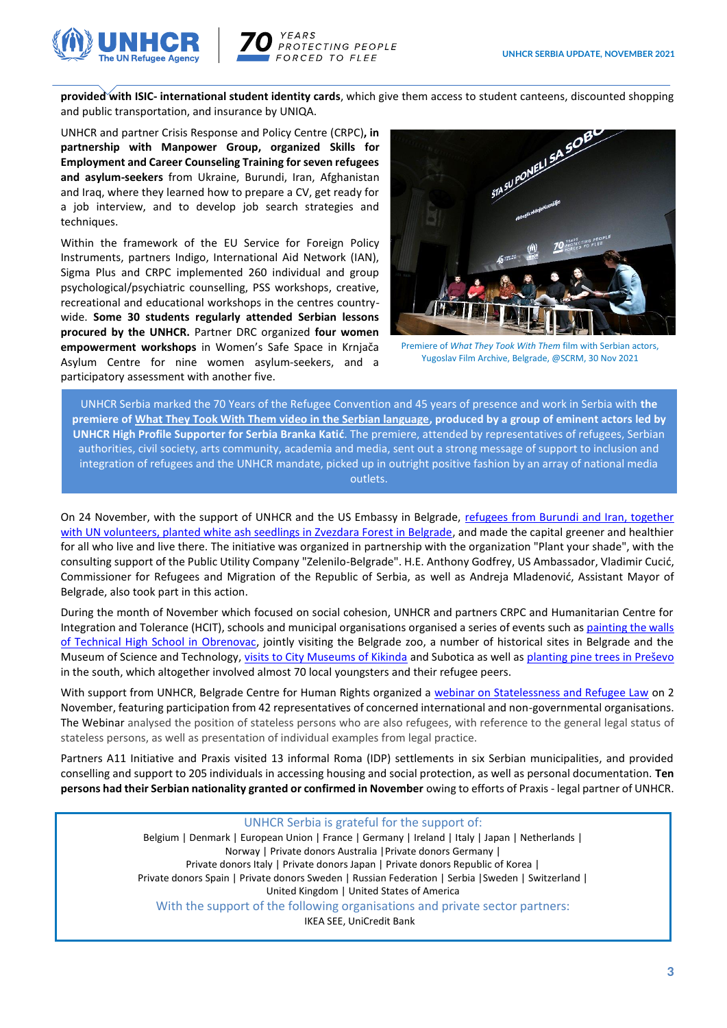**provided with ISIC- international student identity cards**, which give them access to student canteens, discounted shopping and public transportation, and insurance by UNIQA.

UNHCR and partner Crisis Response and Policy Centre (CRPC)**, in partnership with Manpower Group, organized Skills for Employment and Career Counseling Training for seven refugees and asylum-seekers** from Ukraine, Burundi, Iran, Afghanistan and Iraq, where they learned how to prepare a CV, get ready for a job interview, and to develop job search strategies and techniques.

Within the framework of the EU Service for Foreign Policy Instruments, partners Indigo, International Aid Network (IAN), Sigma Plus and CRPC implemented 260 individual and group psychological/psychiatric counselling, PSS workshops, creative, recreational and educational workshops in the centres country-wide. **Some 30 students regularly attended Serbian lessons procured by the UNHCR.** Partner DRC organized **four women empowerment workshops** in Women's Safe Space in Krnjača Asylum Centre for nine women asylum-seekers, and a participatory assessment with another five.

Premiere of *What They Took With Them* film with Serbian actors, Yugoslav Film Archive, Belgrade, @SCRM, 30 Nov 2021

UNHCR Serbia marked the 70 Years of the Refugee Convention and 45 years of presence and work in Serbia with **the premiere of What They Took With Them video in the Serbian language, produced by a group of eminent actors led by UNHCR High Profile Supporter for Serbia Branka Katić**. The premiere, attended by representatives of refugees, Serbian authorities, civil society, arts community, academia and media, sent out a strong message of support to inclusion and integration of refugees and the UNHCR mandate, picked up in outright positive fashion by an array of national media outlets.

On 24 November, with the support of UNHCR and the US Embassy in Belgrade, refugees from Burundi and Iran, together with UN volunteers, planted white ash seedlings in Zvezdara Forest in Belgrade, and made the capital greener and healthier for all who live and live there. The initiative was organized in partnership with the organization "Plant your shade", with the consulting support of the Public Utility Company "Zelenilo-Belgrade". H.E. Anthony Godfrey, US Ambassador, Vladimir Cucić, Commissioner for Refugees and Migration of the Republic of Serbia, as well as Andreja Mladenović, Assistant Mayor of Belgrade, also took part in this action.

During the month of November which focused on social cohesion, UNHCR and partners CRPC and Humanitarian Centre for Integration and Tolerance (HCIT), schools and municipal organisations organised a series of events such as painting the walls of Technical High School in Obrenovac, jointly visiting the Belgrade zoo, a number of historical sites in Belgrade and the Museum of Science and Technology, visits to City Museums of Kikinda and Subotica as well as planting pine trees in Preševo in the south, which altogether involved almost 70 local youngsters and their refugee peers.

With support from UNHCR, Belgrade Centre for Human Rights organized a webinar on Statelessness and Refugee Law on 2 November, featuring participation from 42 representatives of concerned international and non-governmental organisations. The Webinar analysed the position of stateless persons who are also refugees, with reference to the general legal status of stateless persons, as well as presentation of individual examples from legal practice.

Partners A11 Initiative and Praxis visited 13 informal Roma (IDP) settlements in six Serbian municipalities, and provided conselling and support to 205 individuals in accessing housing and social protection, as well as personal documentation. **Ten persons had their Serbian nationality granted or confirmed in November** owing to efforts of Praxis - legal partner of UNHCR.

UNHCR Serbia is grateful for the support of:

Belgium | Denmark | European Union | France | Germany | Ireland | Italy | Japan | Netherlands | Norway | Private donors Australia | Private donors Germany | Private donors Italy | Private donors Japan | Private donors Republic of Korea | Private donors Spain | Private donors Sweden | Russian Federation | Serbia | Sweden | Switzerland | United Kingdom | United States of America

With the support of the following organisations and private sector partners:

IKEA SEE, UniCredit Bank